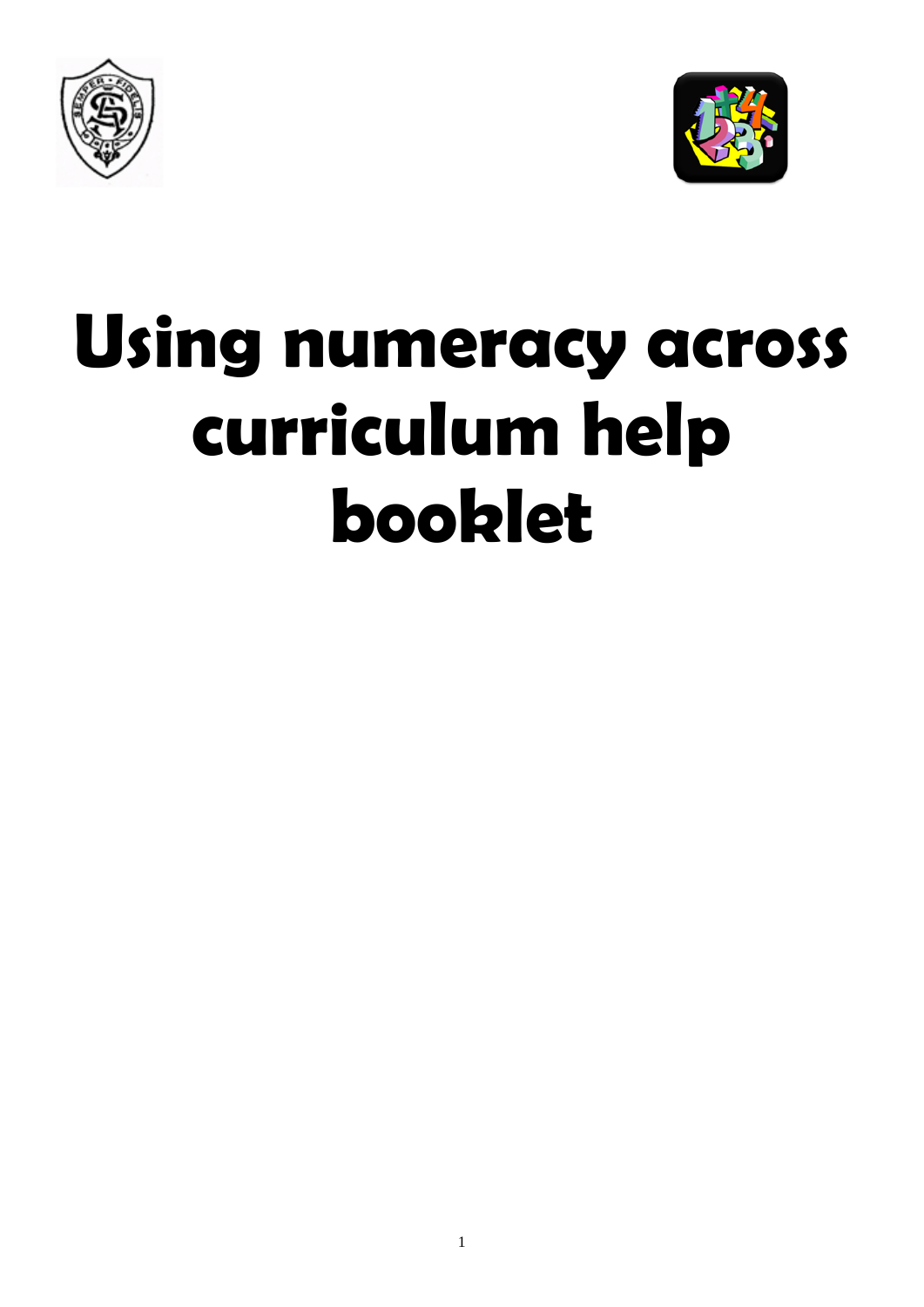# Using numeracy across curriculum help booklet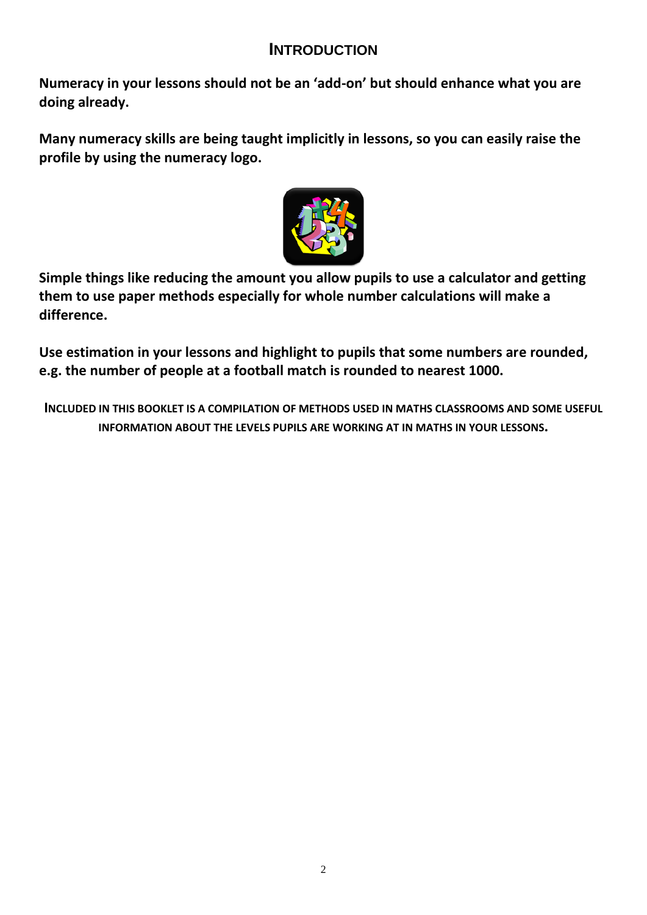# INTRODUCTION

**Numeracy in your lessons should not be an 'add-on' but should enhance what you are doing already.**

**Many numeracy skills are being taught implicitly in lessons, so you can easily raise the profile by using the numeracy logo.**

**Simple things like reducing the amount you allow pupils to use a calculator and getting them to use paper methods especially for whole number calculations will make a difference.**

**Use estimation in your lessons and highlight to pupils that some numbers are rounded, e.g. the number of people at a football match is rounded to nearest 1000.**

**INCLUDED IN THIS BOOKLET IS A COMPILATION OF METHODS USED IN MATHS CLASSROOMS AND SOME USEFUL INFORMATION ABOUT THE LEVELS PUPILS ARE WORKING AT IN MATHS IN YOUR LESSONS.**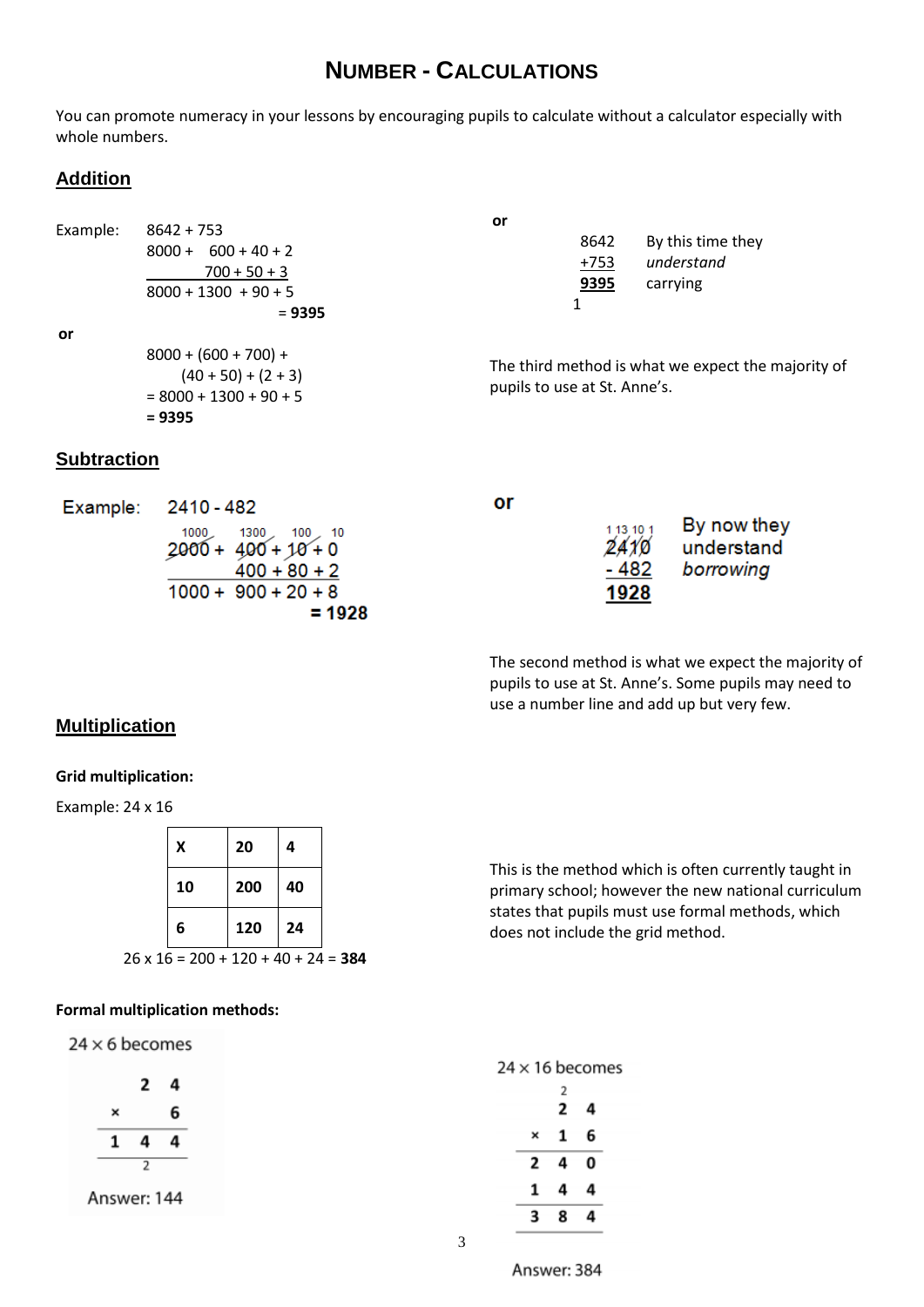# NUMBER - CALCULATIONS

You can promote numeracy in your lessons by encouraging pupils to calculate without a calculator especially with whole numbers.

## Addition

Example: 8642 + 753

```
8000 +   600 + 40 + 2
           700 + 50 + 3
8000 + 1300  + 90 + 5
                    = 9395
```

**or**

```
8000 + (600 + 700) +
     (40 + 50) + (2 + 3)
= 8000 + 1300 + 90 + 5
= 9395
```

**or**

```
 8642
+753
 9395
1
```

By this time they *understand* carrying

The third method is what we expect the majority of pupils to use at St. Anne's.

## Subtraction

Example: 2410 - 482

```
 1000     1300   100   10
 2000 +  400 + 10 + 0
          400 + 80 + 2
 1000 +  900 + 20 + 8
                  = 1928
```

**or**

```
1 13 10 1
 2410
- 482
 1928
```

By now they understand *borrowing*

The second method is what we expect the majority of pupils to use at St. Anne's. Some pupils may need to use a number line and add up but very few.

## Multiplication

**Grid multiplication:**

Example: 24 x 16

| **X** | **20** | **4** |
|---|---|---|
| **10** | **200** | **40** |
| **6** | **120** | **24** |

26 x 16 = 200 + 120 + 40 + 24 = **384**

This is the method which is often currently taught in primary school; however the new national curriculum states that pupils must use formal methods, which does not include the grid method.

**Formal multiplication methods:**

24 × 6 becomes

```
    2 4
×     6
  1 4 4
    2
```

Answer: 144

24 × 16 becomes

```
    2
    2 4
×   1 6
  2 4 0
  1 4 4
  3 8 4
```

Answer: 384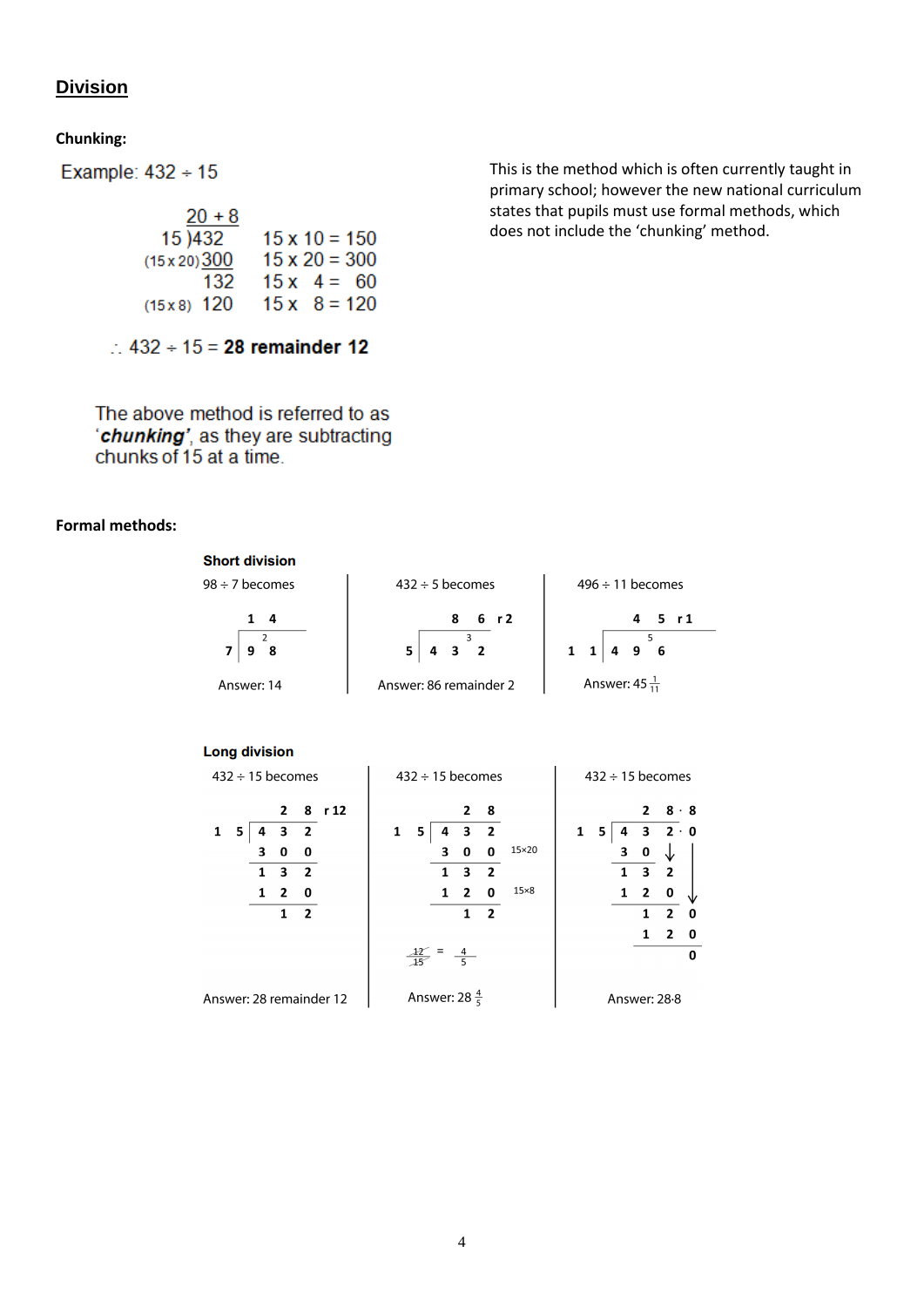# Division

**Chunking:**

Example: 432 ÷ 15

```
         20 + 8
      15 )432        15 x 10 = 150
 (15 x 20) 300       15 x 20 = 300
           132       15 x  4 =  60
 (15 x 8)  120       15 x  8 = 120
```

$\therefore$ 432 ÷ 15 = **28 remainder 12**

The above method is referred to as '***chunking'***, as they are subtracting chunks of 15 at a time.

This is the method which is often currently taught in primary school; however the new national curriculum states that pupils must use formal methods, which does not include the 'chunking' method.

**Formal methods:**

**Short division**

98 ÷ 7 becomes

```
    1 4
7 | 9 ²8
```

Answer: 14

432 ÷ 5 becomes

```
    8 6 r2
5 | 4 3 ³2
```

Answer: 86 remainder 2

496 ÷ 11 becomes

```
       4 5 r1
1 1 | 4 9 ⁵6
```

Answer: 45 $\frac{1}{11}$

**Long division**

432 ÷ 15 becomes

```
        2 8 r12
1 5 | 4 3 2
      3 0 0
      1 3 2
      1 2 0
        1 2
```

Answer: 28 remainder 12

432 ÷ 15 becomes

```
        2 8
1 5 | 4 3 2
      3 0 0    15×20
      1 3 2
      1 2 0    15×8
        1 2
```

$\frac{12}{15} = \frac{4}{5}$

Answer: 28 $\frac{4}{5}$

432 ÷ 15 becomes

```
        2 8 · 8
1 5 | 4 3 2 · 0
      3 0 ↓
      1 3 2
      1 2 0
        1 2 0
        1 2 0
            0
```

Answer: 28·8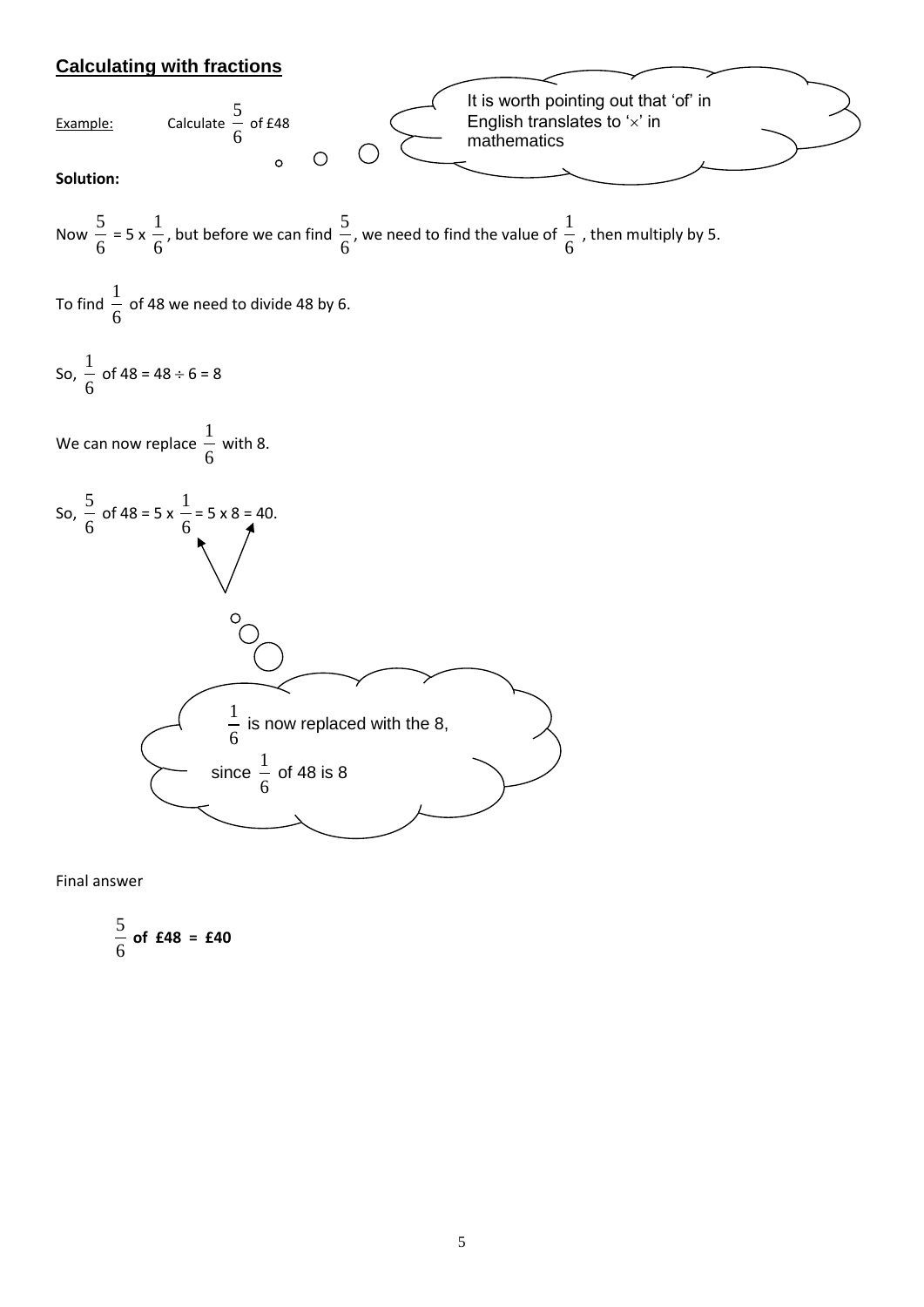## Calculating with fractions

Example: Calculate $\frac{5}{6}$ of £48

It is worth pointing out that 'of' in English translates to '$\times$' in mathematics

**Solution:**

Now $\frac{5}{6}$ = 5 x $\frac{1}{6}$, but before we can find $\frac{5}{6}$, we need to find the value of $\frac{1}{6}$ , then multiply by 5.

To find $\frac{1}{6}$ of 48 we need to divide 48 by 6.

So, $\frac{1}{6}$ of 48 = 48 $\div$ 6 = 8

We can now replace $\frac{1}{6}$ with 8.

So, $\frac{5}{6}$ of 48 = 5 x $\frac{1}{6}$ = 5 x 8 = 40.

$\frac{1}{6}$ is now replaced with the 8, since $\frac{1}{6}$ of 48 is 8

Final answer

$\frac{5}{6}$ **of £48 = £40**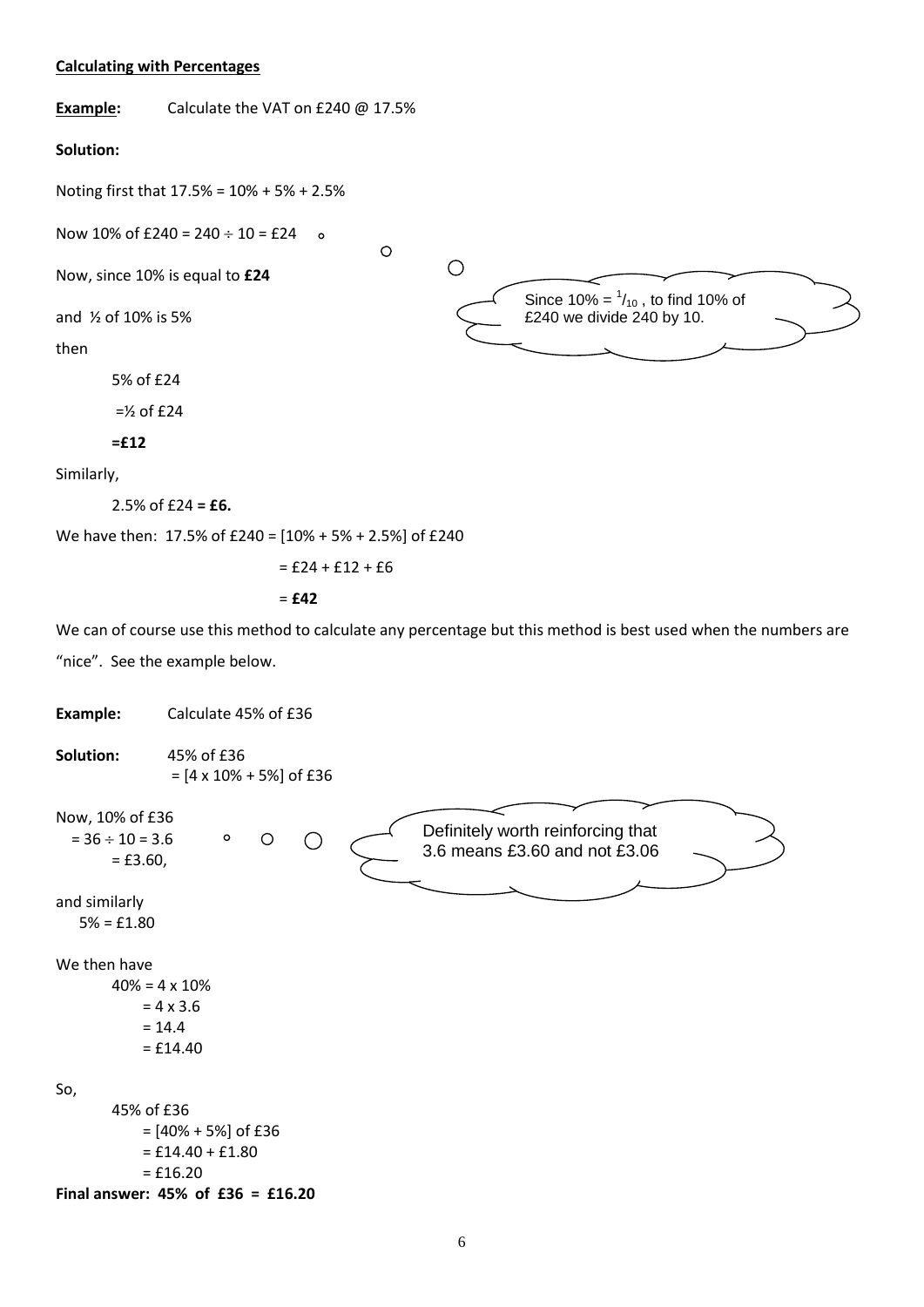**Calculating with Percentages**

**Example:** Calculate the VAT on £240 @ 17.5%

**Solution:**

Noting first that 17.5% = 10% + 5% + 2.5%

Now 10% of £240 = 240 ÷ 10 = £24

> Since 10% = $^1/_{10}$ , to find 10% of £240 we divide 240 by 10.

Now, since 10% is equal to **£24**

and ½ of 10% is 5%

then

5% of £24

=½ of £24

**=£12**

Similarly,

2.5% of £24 **= £6.**

We have then: 17.5% of £240 = [10% + 5% + 2.5%] of £240

= £24 + £12 + £6

= **£42**

We can of course use this method to calculate any percentage but this method is best used when the numbers are "nice". See the example below.

**Example:** Calculate 45% of £36

**Solution:** 45% of £36
= [4 x 10% + 5%] of £36

Now, 10% of £36
= 36 ÷ 10 = 3.6
= £3.60,

> Definitely worth reinforcing that 3.6 means £3.60 and not £3.06

and similarly
5% = £1.80

We then have
40% = 4 x 10%
= 4 x 3.6
= 14.4
= £14.40

So,
45% of £36
= [40% + 5%] of £36
= £14.40 + £1.80
= £16.20

**Final answer: 45% of £36 = £16.20**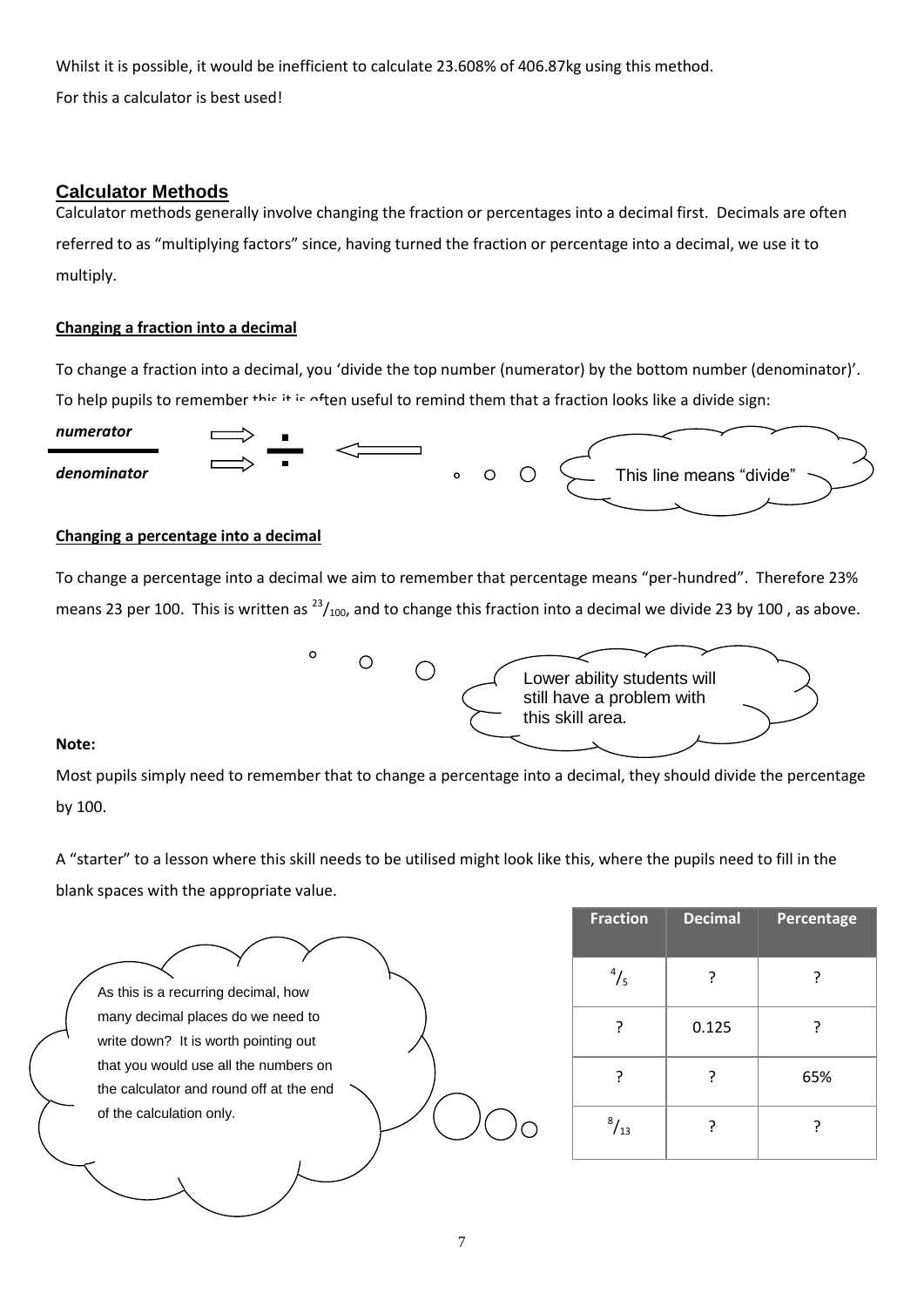Whilst it is possible, it would be inefficient to calculate 23.608% of 406.87kg using this method.

For this a calculator is best used!

## Calculator Methods

Calculator methods generally involve changing the fraction or percentages into a decimal first. Decimals are often referred to as "multiplying factors" since, having turned the fraction or percentage into a decimal, we use it to multiply.

**Changing a fraction into a decimal**

To change a fraction into a decimal, you 'divide the top number (numerator) by the bottom number (denominator)'. To help pupils to remember this it is often useful to remind them that a fraction looks like a divide sign:

$$\frac{\textit{numerator}}{\textit{denominator}} \Rightarrow \div$$

This line means "divide"

**Changing a percentage into a decimal**

To change a percentage into a decimal we aim to remember that percentage means "per-hundred". Therefore 23% means 23 per 100. This is written as $^{23}/_{100}$, and to change this fraction into a decimal we divide 23 by 100 , as above.

Lower ability students will still have a problem with this skill area.

**Note:**

Most pupils simply need to remember that to change a percentage into a decimal, they should divide the percentage by 100.

A "starter" to a lesson where this skill needs to be utilised might look like this, where the pupils need to fill in the blank spaces with the appropriate value.

| Fraction | Decimal | Percentage |
|---|---|---|
| $^{4}/_{5}$ | ? | ? |
| ? | 0.125 | ? |
| ? | ? | 65% |
| $^{8}/_{13}$ | ? | ? |

As this is a recurring decimal, how many decimal places do we need to write down? It is worth pointing out that you would use all the numbers on the calculator and round off at the end of the calculation only.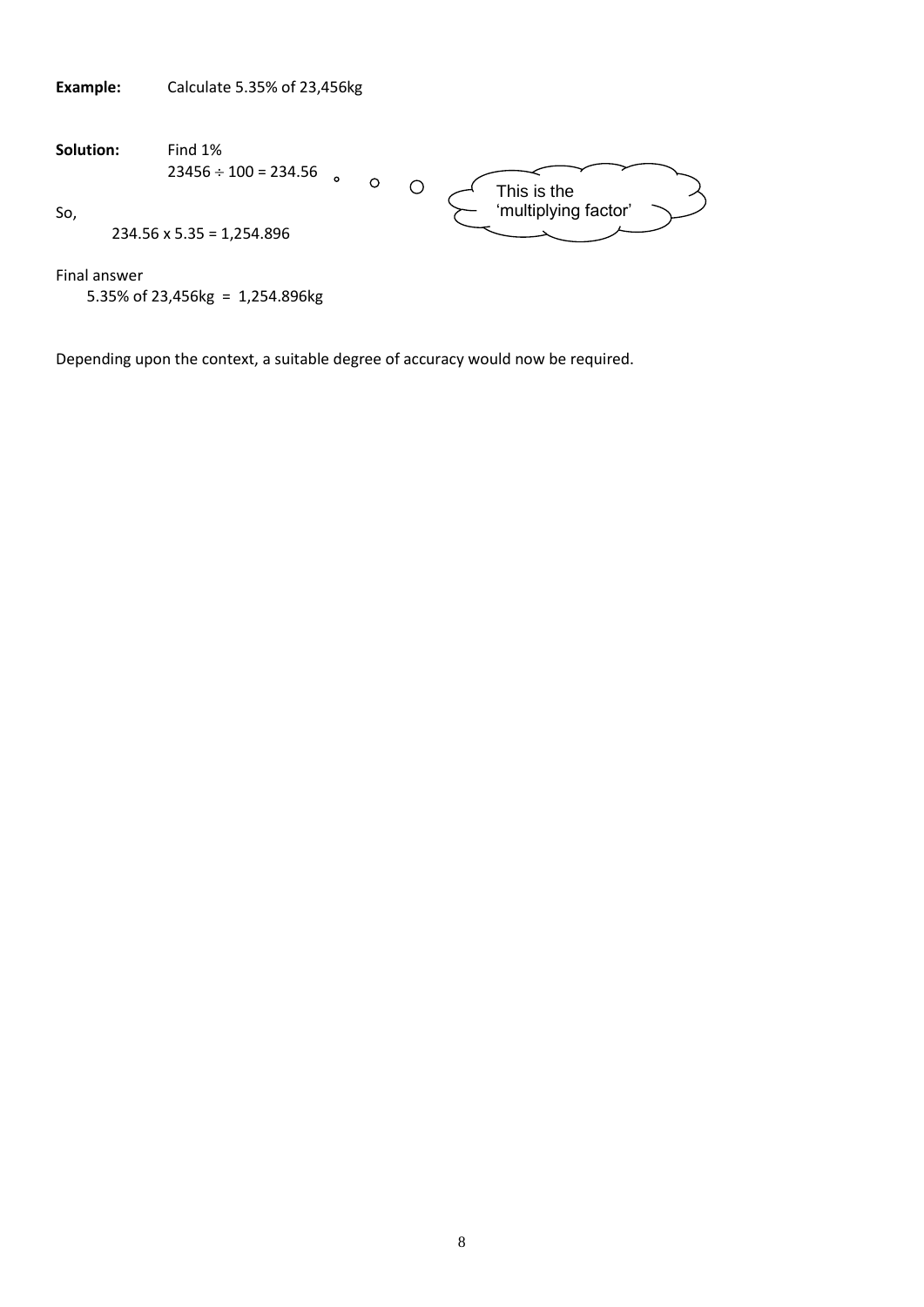**Example:** Calculate 5.35% of 23,456kg

**Solution:** Find 1%

$23456 \div 100 = 234.56$

This is the 'multiplying factor'

So,

$234.56 \times 5.35 = 1{,}254.896$

Final answer

5.35% of 23,456kg = 1,254.896kg

Depending upon the context, a suitable degree of accuracy would now be required.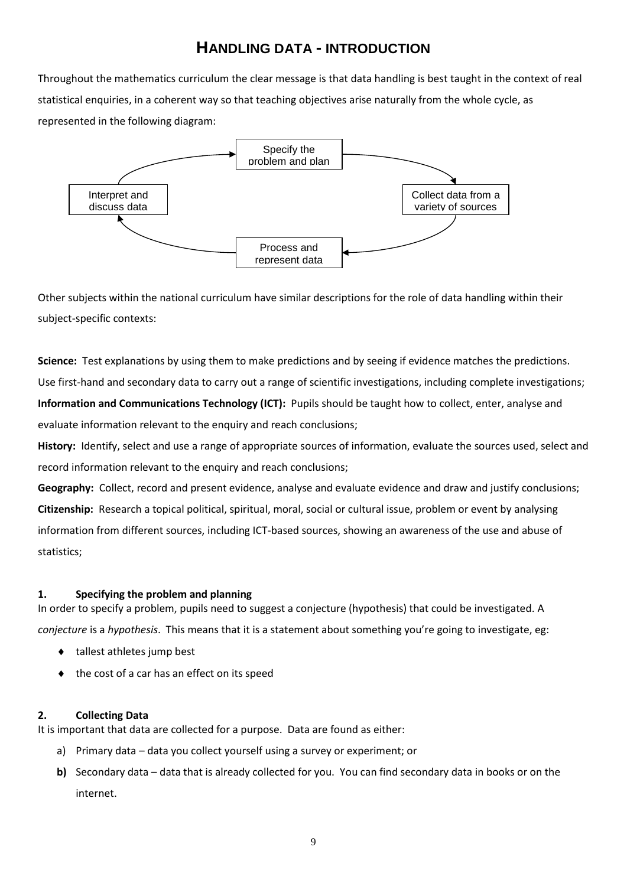# Handling Data - Introduction

Throughout the mathematics curriculum the clear message is that data handling is best taught in the context of real statistical enquiries, in a coherent way so that teaching objectives arise naturally from the whole cycle, as represented in the following diagram:

Specify the problem and plan → Collect data from a variety of sources → Process and represent data → Interpret and discuss data → Specify the problem and plan

Other subjects within the national curriculum have similar descriptions for the role of data handling within their subject-specific contexts:

**Science:** Test explanations by using them to make predictions and by seeing if evidence matches the predictions. Use first-hand and secondary data to carry out a range of scientific investigations, including complete investigations;

**Information and Communications Technology (ICT):** Pupils should be taught how to collect, enter, analyse and evaluate information relevant to the enquiry and reach conclusions;

**History:** Identify, select and use a range of appropriate sources of information, evaluate the sources used, select and record information relevant to the enquiry and reach conclusions;

**Geography:** Collect, record and present evidence, analyse and evaluate evidence and draw and justify conclusions;

**Citizenship:** Research a topical political, spiritual, moral, social or cultural issue, problem or event by analysing information from different sources, including ICT-based sources, showing an awareness of the use and abuse of statistics;

### 1. Specifying the problem and planning

In order to specify a problem, pupils need to suggest a conjecture (hypothesis) that could be investigated. A *conjecture* is a *hypothesis*. This means that it is a statement about something you're going to investigate, eg:

- tallest athletes jump best
- the cost of a car has an effect on its speed

### 2. Collecting Data

It is important that data are collected for a purpose. Data are found as either:

a) Primary data – data you collect yourself using a survey or experiment; or

**b)** Secondary data – data that is already collected for you. You can find secondary data in books or on the internet.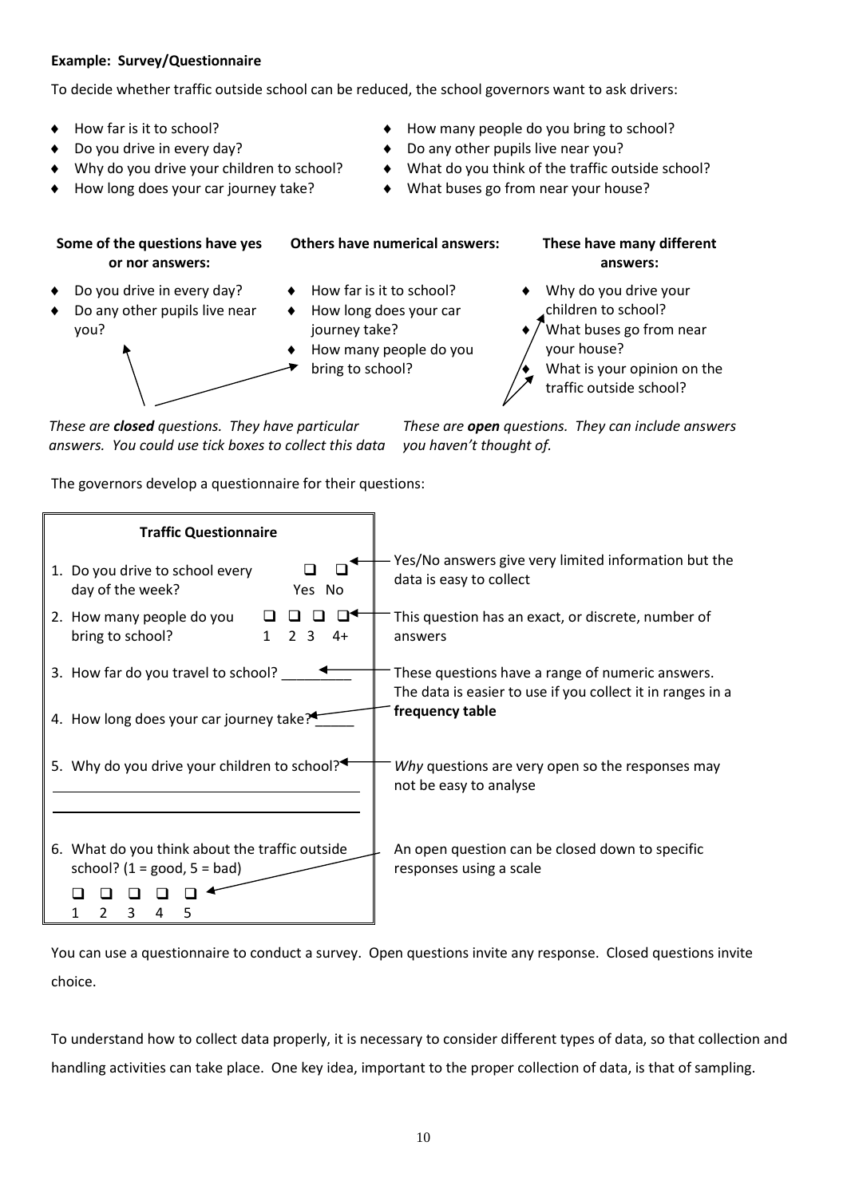**Example: Survey/Questionnaire**

To decide whether traffic outside school can be reduced, the school governors want to ask drivers:

- How far is it to school?
- Do you drive in every day?
- Why do you drive your children to school?
- How long does your car journey take?
- How many people do you bring to school?
- Do any other pupils live near you?
- What do you think of the traffic outside school?
- What buses go from near your house?

**Some of the questions have yes or nor answers:**

- Do you drive in every day?
- Do any other pupils live near you?

**Others have numerical answers:**

- How far is it to school?
- How long does your car journey take?
- How many people do you bring to school?

*These are **closed** questions. They have particular answers. You could use tick boxes to collect this data*

**These have many different answers:**

- Why do you drive your children to school?
- What buses go from near your house?
- What is your opinion on the traffic outside school?

*These are **open** questions. They can include answers you haven't thought of.*

The governors develop a questionnaire for their questions:

**Traffic Questionnaire**

1. Do you drive to school every day of the week? ❑ Yes ❑ No
   - *Yes/No answers give very limited information but the data is easy to collect*
2. How many people do you bring to school? ❑ 1 ❑ 2 ❑ 3 ❑ 4+
   - *This question has an exact, or discrete, number of answers*
3. How far do you travel to school? _________
4. How long does your car journey take? _____
   - *These questions have a range of numeric answers. The data is easier to use if you collect it in ranges in a **frequency table***
5. Why do you drive your children to school?
   ______________________________
   ______________________________
   - *Why questions are very open so the responses may not be easy to analyse*
6. What do you think about the traffic outside school? (1 = good, 5 = bad)
   ❑ 1 ❑ 2 ❑ 3 ❑ 4 ❑ 5
   - *An open question can be closed down to specific responses using a scale*

You can use a questionnaire to conduct a survey. Open questions invite any response. Closed questions invite choice.

To understand how to collect data properly, it is necessary to consider different types of data, so that collection and handling activities can take place. One key idea, important to the proper collection of data, is that of sampling.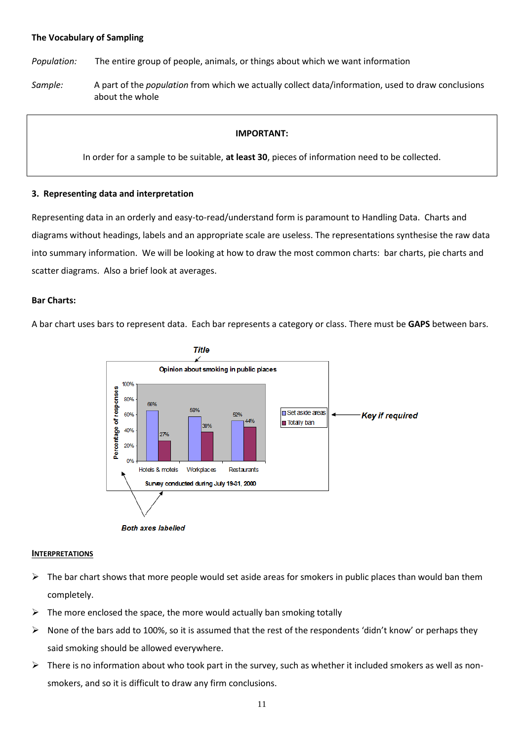**The Vocabulary of Sampling**

*Population:* The entire group of people, animals, or things about which we want information

*Sample:* A part of the *population* from which we actually collect data/information, used to draw conclusions about the whole

> **IMPORTANT:**
>
> In order for a sample to be suitable, **at least 30**, pieces of information need to be collected.

### 3. Representing data and interpretation

Representing data in an orderly and easy-to-read/understand form is paramount to Handling Data. Charts and diagrams without headings, labels and an appropriate scale are useless. The representations synthesise the raw data into summary information. We will be looking at how to draw the most common charts: bar charts, pie charts and scatter diagrams. Also a brief look at averages.

**Bar Charts:**

A bar chart uses bars to represent data. Each bar represents a category or class. There must be **GAPS** between bars.

*Title*

Opinion about smoking in public places

| | Hotels & motels | Workplaces | Restaurants |
|---|---|---|---|
| Set aside areas | 66% | 58% | 52% |
| Totally ban | 27% | 38% | 44% |

Percentage of responses (0%–100%)

Survey conducted during July 19-31, 2000

*Key if required*

*Both axes labelled*

**INTERPRETATIONS**

- The bar chart shows that more people would set aside areas for smokers in public places than would ban them completely.
- The more enclosed the space, the more would actually ban smoking totally
- None of the bars add to 100%, so it is assumed that the rest of the respondents 'didn't know' or perhaps they said smoking should be allowed everywhere.
- There is no information about who took part in the survey, such as whether it included smokers as well as non-smokers, and so it is difficult to draw any firm conclusions.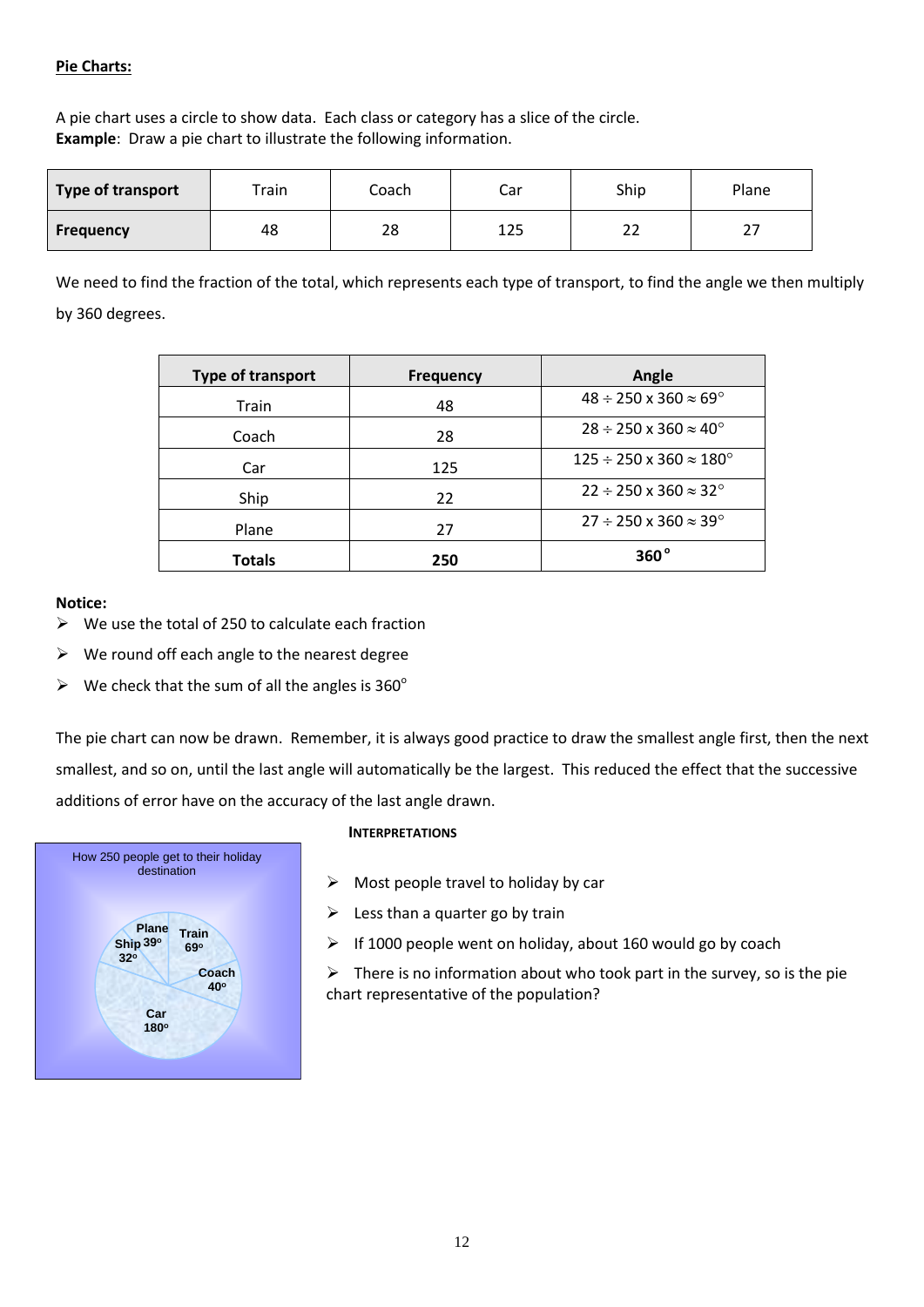**Pie Charts:**

A pie chart uses a circle to show data. Each class or category has a slice of the circle.
**Example**: Draw a pie chart to illustrate the following information.

| **Type of transport** | Train | Coach | Car | Ship | Plane |
|---|---|---|---|---|---|
| **Frequency** | 48 | 28 | 125 | 22 | 27 |

We need to find the fraction of the total, which represents each type of transport, to find the angle we then multiply by 360 degrees.

| **Type of transport** | **Frequency** | **Angle** |
|---|---|---|
| Train | 48 | $48 \div 250 \times 360 \approx 69^\circ$ |
| Coach | 28 | $28 \div 250 \times 360 \approx 40^\circ$ |
| Car | 125 | $125 \div 250 \times 360 \approx 180^\circ$ |
| Ship | 22 | $22 \div 250 \times 360 \approx 32^\circ$ |
| Plane | 27 | $27 \div 250 \times 360 \approx 39^\circ$ |
| **Totals** | **250** | **$360^\circ$** |

**Notice:**

- We use the total of 250 to calculate each fraction
- We round off each angle to the nearest degree
- We check that the sum of all the angles is $360^\circ$

The pie chart can now be drawn. Remember, it is always good practice to draw the smallest angle first, then the next smallest, and so on, until the last angle will automatically be the largest. This reduced the effect that the successive additions of error have on the accuracy of the last angle drawn.

How 250 people get to their holiday destination

Plane $39^o$, Train $69^o$, Ship $32^o$, Coach $40^o$, Car $180^o$

**INTERPRETATIONS**

- Most people travel to holiday by car
- Less than a quarter go by train
- If 1000 people went on holiday, about 160 would go by coach
- There is no information about who took part in the survey, so is the pie chart representative of the population?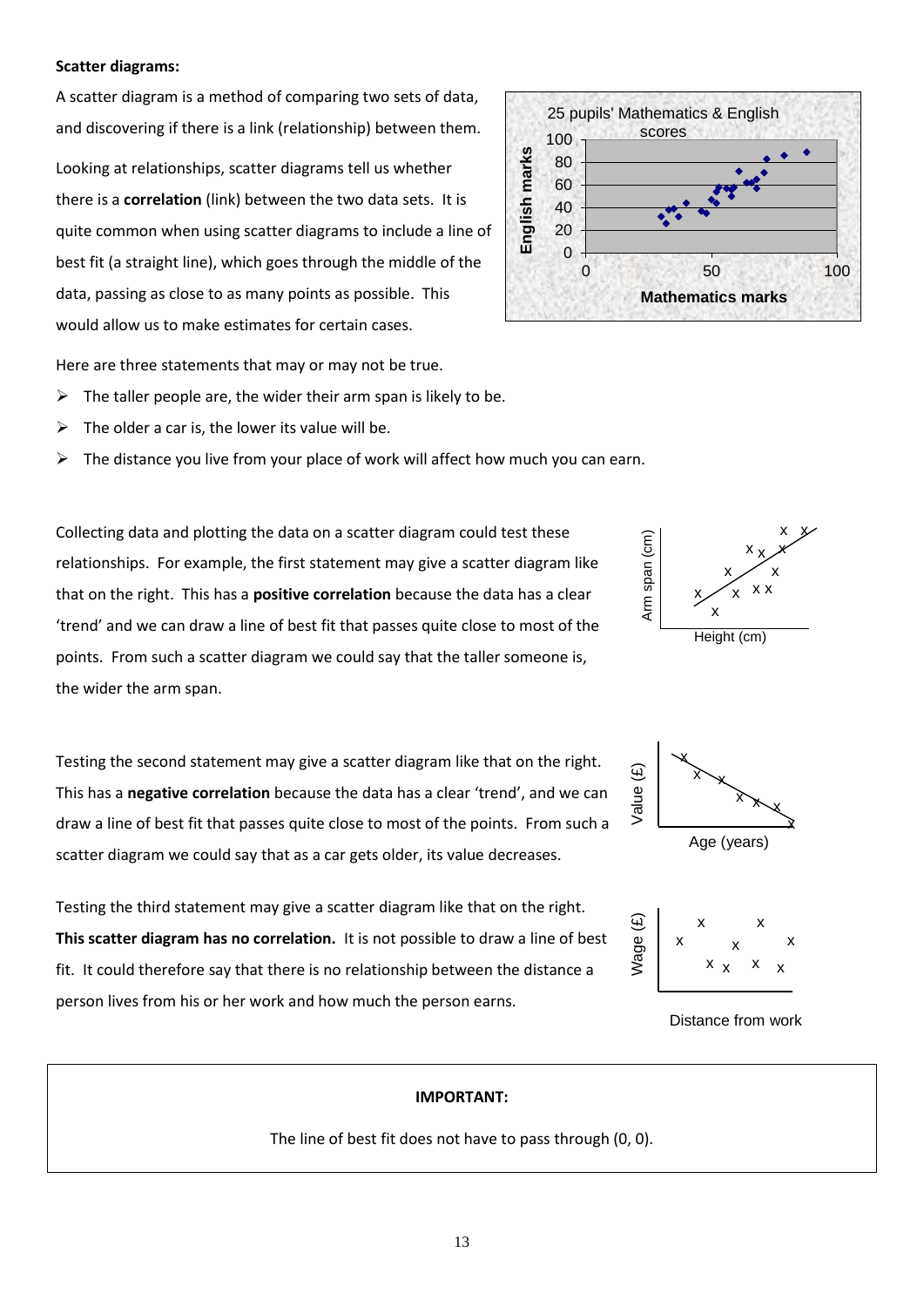**Scatter diagrams:**

A scatter diagram is a method of comparing two sets of data, and discovering if there is a link (relationship) between them.

Looking at relationships, scatter diagrams tell us whether there is a **correlation** (link) between the two data sets. It is quite common when using scatter diagrams to include a line of best fit (a straight line), which goes through the middle of the data, passing as close to as many points as possible. This would allow us to make estimates for certain cases.

Here are three statements that may or may not be true.

- The taller people are, the wider their arm span is likely to be.
- The older a car is, the lower its value will be.
- The distance you live from your place of work will affect how much you can earn.

Collecting data and plotting the data on a scatter diagram could test these relationships. For example, the first statement may give a scatter diagram like that on the right. This has a **positive correlation** because the data has a clear 'trend' and we can draw a line of best fit that passes quite close to most of the points. From such a scatter diagram we could say that the taller someone is, the wider the arm span.

Testing the second statement may give a scatter diagram like that on the right. This has a **negative correlation** because the data has a clear 'trend', and we can draw a line of best fit that passes quite close to most of the points. From such a scatter diagram we could say that as a car gets older, its value decreases.

Testing the third statement may give a scatter diagram like that on the right. **This scatter diagram has no correlation.** It is not possible to draw a line of best fit. It could therefore say that there is no relationship between the distance a person lives from his or her work and how much the person earns.

**IMPORTANT:**

The line of best fit does not have to pass through (0, 0).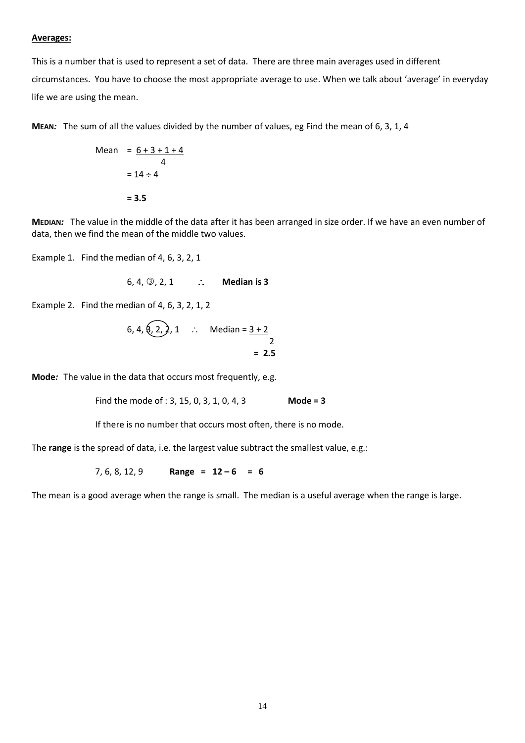**Averages:**

This is a number that is used to represent a set of data. There are three main averages used in different circumstances. You have to choose the most appropriate average to use. When we talk about 'average' in everyday life we are using the mean.

**MEAN:** The sum of all the values divided by the number of values, eg Find the mean of 6, 3, 1, 4

$$\text{Mean} = \frac{6 + 3 + 1 + 4}{4}$$

$$= 14 \div 4$$

$$\mathbf{= 3.5}$$

**MEDIAN:** The value in the middle of the data after it has been arranged in size order. If we have an even number of data, then we find the mean of the middle two values.

Example 1. Find the median of 4, 6, 3, 2, 1

6, 4, ③, 2, 1 $\therefore$ **Median is 3**

Example 2. Find the median of 4, 6, 3, 2, 1, 2

6, 4, (3, 2, 2), 1 $\therefore$ $\text{Median} = \frac{3 + 2}{2}$

$$\mathbf{= 2.5}$$

**Mode:** The value in the data that occurs most frequently, e.g.

Find the mode of : 3, 15, 0, 3, 1, 0, 4, 3 **Mode = 3**

If there is no number that occurs most often, there is no mode.

The **range** is the spread of data, i.e. the largest value subtract the smallest value, e.g.:

7, 6, 8, 12, 9 **Range = 12 – 6 = 6**

The mean is a good average when the range is small. The median is a useful average when the range is large.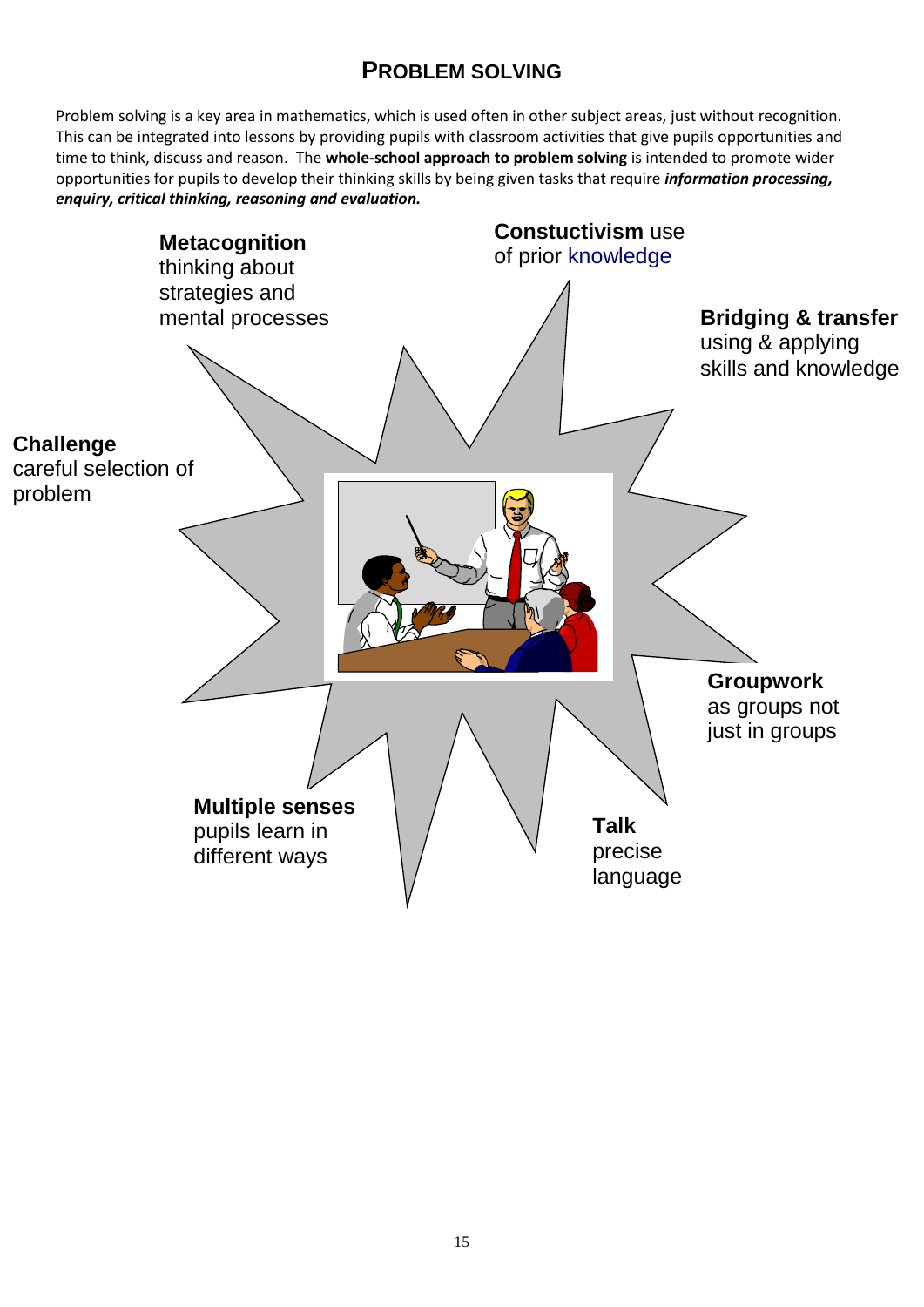## PROBLEM SOLVING

Problem solving is a key area in mathematics, which is used often in other subject areas, just without recognition. This can be integrated into lessons by providing pupils with classroom activities that give pupils opportunities and time to think, discuss and reason. The **whole-school approach to problem solving** is intended to promote wider opportunities for pupils to develop their thinking skills by being given tasks that require ***information processing, enquiry, critical thinking, reasoning and evaluation.***

**Metacognition** thinking about strategies and mental processes

**Constuctivism** use of prior knowledge

**Bridging & transfer** using & applying skills and knowledge

**Challenge** careful selection of problem

**Groupwork** as groups not just in groups

**Talk** precise language

**Multiple senses** pupils learn in different ways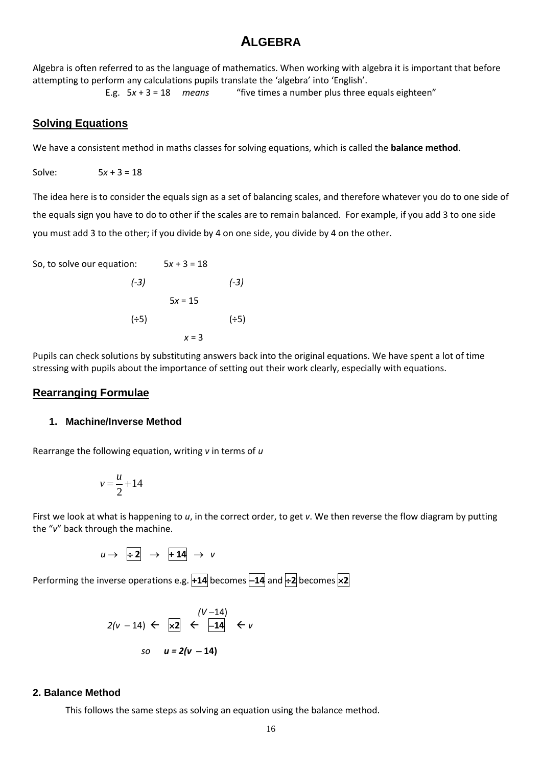# ALGEBRA

Algebra is often referred to as the language of mathematics. When working with algebra it is important that before attempting to perform any calculations pupils translate the 'algebra' into 'English'.

E.g. $5x + 3 = 18$ *means* "five times a number plus three equals eighteen"

## Solving Equations

We have a consistent method in maths classes for solving equations, which is called the **balance method**.

Solve: $5x + 3 = 18$

The idea here is to consider the equals sign as a set of balancing scales, and therefore whatever you do to one side of the equals sign you have to do to other if the scales are to remain balanced. For example, if you add 3 to one side you must add 3 to the other; if you divide by 4 on one side, you divide by 4 on the other.

So, to solve our equation: $5x + 3 = 18$

*(-3)* *(-3)*

$5x = 15$

(÷5) (÷5)

$x = 3$

Pupils can check solutions by substituting answers back into the original equations. We have spent a lot of time stressing with pupils about the importance of setting out their work clearly, especially with equations.

## Rearranging Formulae

### 1. Machine/Inverse Method

Rearrange the following equation, writing *v* in terms of *u*

$$v = \frac{u}{2} + 14$$

First we look at what is happening to *u*, in the correct order, to get *v*. We then reverse the flow diagram by putting the "*v*" back through the machine.

$u \rightarrow$ **÷ 2** $\rightarrow$ **+ 14** $\rightarrow v$

Performing the inverse operations e.g. **+14** becomes **–14** and **÷2** becomes **×2**

$2(v - 14) \leftarrow$ **×2** $\leftarrow$ **–14** $\leftarrow v$ (with $(V - 14)$ between the boxes)

*so* $\boldsymbol{u = 2(v - 14)}$

### 2. Balance Method

This follows the same steps as solving an equation using the balance method.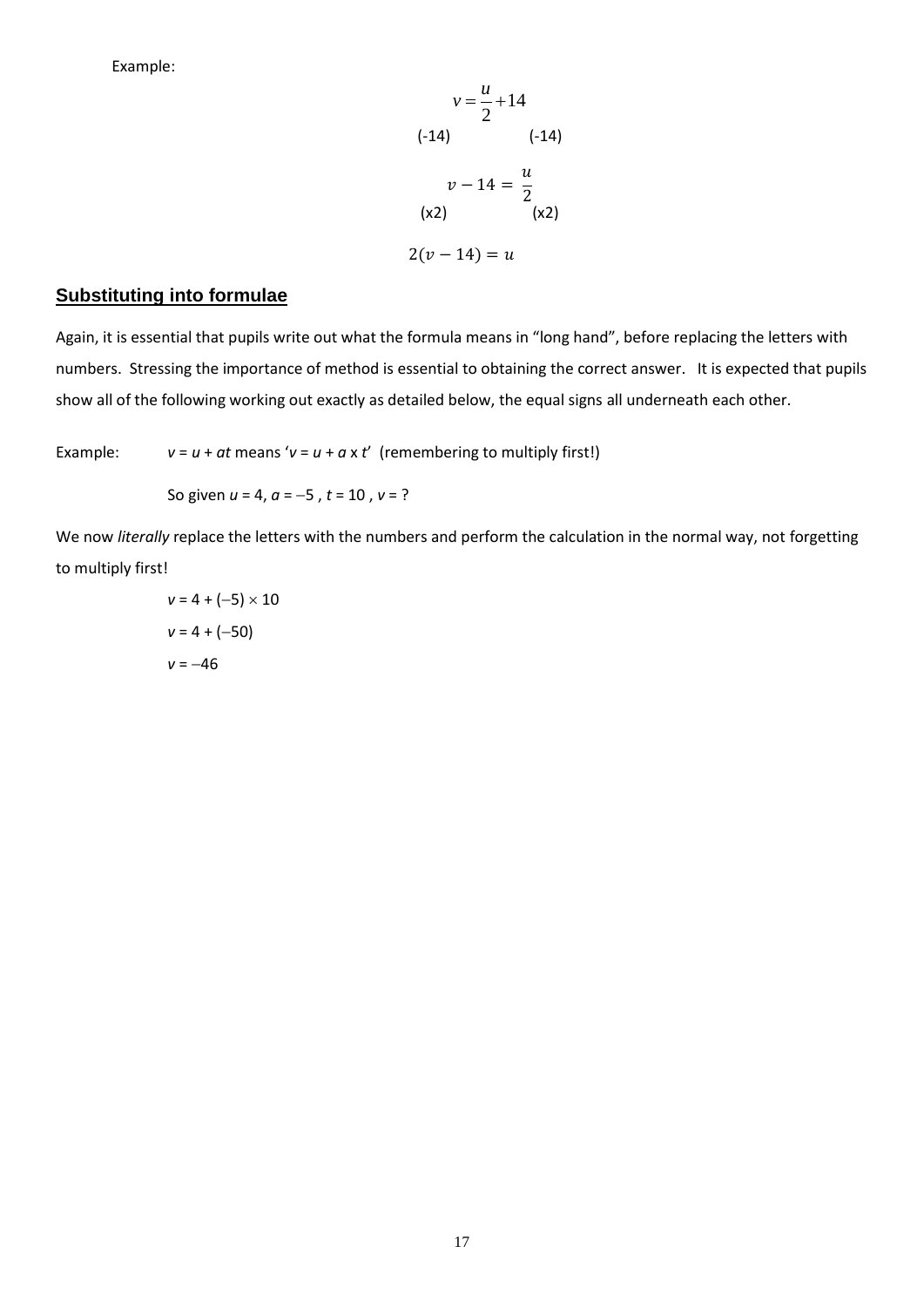Example:

$$v = \frac{u}{2} + 14$$

(-14) (-14)

$$v - 14 = \frac{u}{2}$$

(x2) (x2)

$$2(v - 14) = u$$

## Substituting into formulae

Again, it is essential that pupils write out what the formula means in "long hand", before replacing the letters with numbers. Stressing the importance of method is essential to obtaining the correct answer. It is expected that pupils show all of the following working out exactly as detailed below, the equal signs all underneath each other.

Example: $v = u + at$ means '$v = u + a \times t$' (remembering to multiply first!)

So given $u = 4$, $a = -5$, $t = 10$, $v = ?$

We now *literally* replace the letters with the numbers and perform the calculation in the normal way, not forgetting to multiply first!

$$v = 4 + (-5) \times 10$$

$$v = 4 + (-50)$$

$$v = -46$$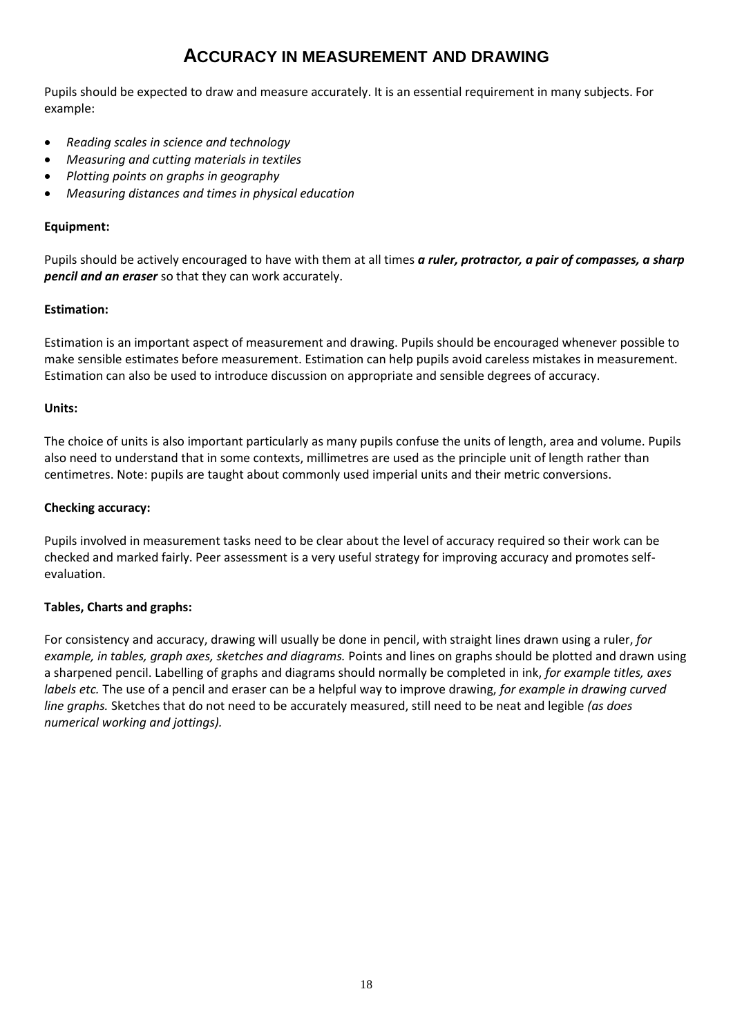# ACCURACY IN MEASUREMENT AND DRAWING

Pupils should be expected to draw and measure accurately. It is an essential requirement in many subjects. For example:

- *Reading scales in science and technology*
- *Measuring and cutting materials in textiles*
- *Plotting points on graphs in geography*
- *Measuring distances and times in physical education*

**Equipment:**

Pupils should be actively encouraged to have with them at all times ***a ruler, protractor, a pair of compasses, a sharp pencil and an eraser*** so that they can work accurately.

**Estimation:**

Estimation is an important aspect of measurement and drawing. Pupils should be encouraged whenever possible to make sensible estimates before measurement. Estimation can help pupils avoid careless mistakes in measurement. Estimation can also be used to introduce discussion on appropriate and sensible degrees of accuracy.

**Units:**

The choice of units is also important particularly as many pupils confuse the units of length, area and volume. Pupils also need to understand that in some contexts, millimetres are used as the principle unit of length rather than centimetres. Note: pupils are taught about commonly used imperial units and their metric conversions.

**Checking accuracy:**

Pupils involved in measurement tasks need to be clear about the level of accuracy required so their work can be checked and marked fairly. Peer assessment is a very useful strategy for improving accuracy and promotes self-evaluation.

**Tables, Charts and graphs:**

For consistency and accuracy, drawing will usually be done in pencil, with straight lines drawn using a ruler, *for example, in tables, graph axes, sketches and diagrams.* Points and lines on graphs should be plotted and drawn using a sharpened pencil. Labelling of graphs and diagrams should normally be completed in ink, *for example titles, axes labels etc.* The use of a pencil and eraser can be a helpful way to improve drawing, *for example in drawing curved line graphs.* Sketches that do not need to be accurately measured, still need to be neat and legible *(as does numerical working and jottings).*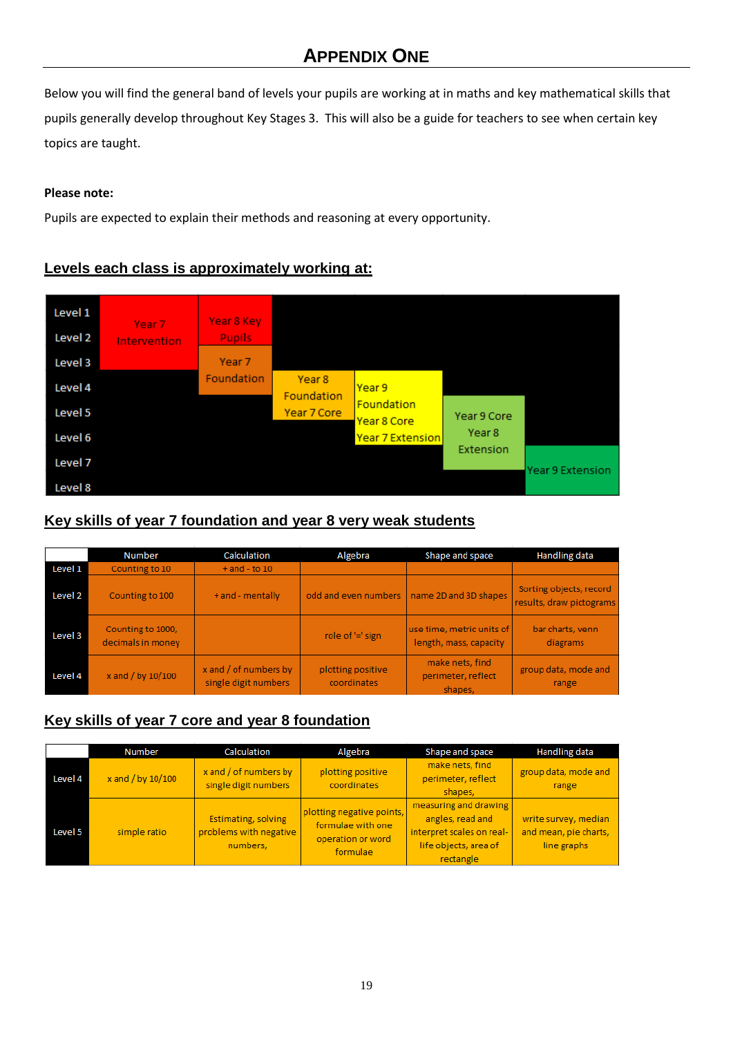# APPENDIX ONE

Below you will find the general band of levels your pupils are working at in maths and key mathematical skills that pupils generally develop throughout Key Stages 3. This will also be a guide for teachers to see when certain key topics are taught.

**Please note:**

Pupils are expected to explain their methods and reasoning at every opportunity.

## Levels each class is approximately working at:

| | | | | | | |
|---|---|---|---|---|---|---|
| Level 1 | Year 7 Intervention | Year 8 Key Pupils | | | | |
| Level 2 | Year 7 Intervention | Year 8 Key Pupils | | | | |
| Level 3 | Year 7 Intervention | Year 7 Foundation | | | | |
| Level 4 | | Year 7 Foundation | Year 8 Foundation, Year 7 Core | Year 9 Foundation, Year 8 Core, Year 7 Extension | | |
| Level 5 | | | Year 8 Foundation, Year 7 Core | Year 9 Foundation, Year 8 Core, Year 7 Extension | Year 9 Core, Year 8 Extension | |
| Level 6 | | | | Year 9 Foundation, Year 8 Core, Year 7 Extension | Year 9 Core, Year 8 Extension | |
| Level 7 | | | | | Year 9 Core, Year 8 Extension | Year 9 Extension |
| Level 8 | | | | | | Year 9 Extension |

## Key skills of year 7 foundation and year 8 very weak students

| | Number | Calculation | Algebra | Shape and space | Handling data |
|---|---|---|---|---|---|
| Level 1 | Counting to 10 | + and - to 10 | | | |
| Level 2 | Counting to 100 | + and - mentally | odd and even numbers | name 2D and 3D shapes | Sorting objects, record results, draw pictograms |
| Level 3 | Counting to 1000, decimals in money | | role of '=' sign | use time, metric units of length, mass, capacity | bar charts, venn diagrams |
| Level 4 | x and / by 10/100 | x and / of numbers by single digit numbers | plotting positive coordinates | make nets, find perimeter, reflect shapes, | group data, mode and range |

## Key skills of year 7 core and year 8 foundation

| | Number | Calculation | Algebra | Shape and space | Handling data |
|---|---|---|---|---|---|
| Level 4 | x and / by 10/100 | x and / of numbers by single digit numbers | plotting positive coordinates | make nets, find perimeter, reflect shapes, | group data, mode and range |
| Level 5 | simple ratio | Estimating, solving problems with negative numbers, | plotting negative points, formulae with one operation or word formulae | measuring and drawing angles, read and interpret scales on real-life objects, area of rectangle | write survey, median and mean, pie charts, line graphs |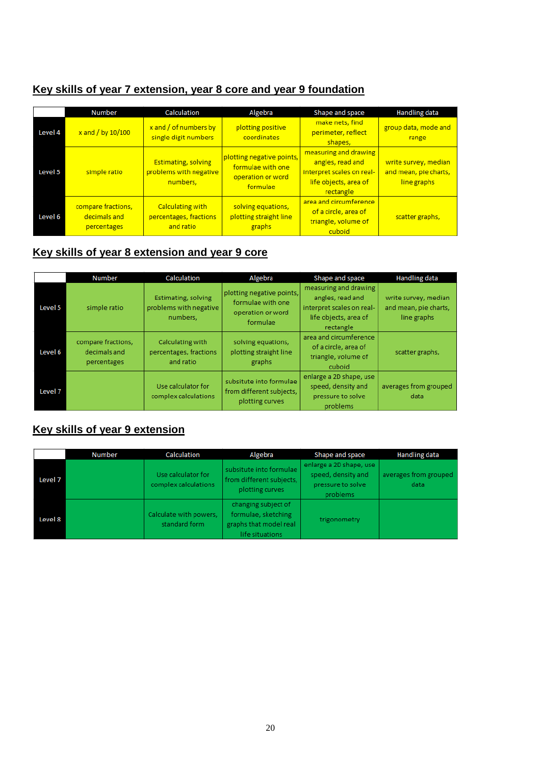## Key skills of year 7 extension, year 8 core and year 9 foundation

| | Number | Calculation | Algebra | Shape and space | Handling data |
|---|---|---|---|---|---|
| Level 4 | x and / by 10/100 | x and / of numbers by single digit numbers | plotting positive coordinates | make nets, find perimeter, reflect shapes, | group data, mode and range |
| Level 5 | simple ratio | Estimating, solving problems with negative numbers, | plotting negative points, formulae with one operation or word formulae | measuring and drawing angles, read and interpret scales on real-life objects, area of rectangle | write survey, median and mean, pie charts, line graphs |
| Level 6 | compare fractions, decimals and percentages | Calculating with percentages, fractions and ratio | solving equations, plotting straight line graphs | area and circumference of a circle, area of triangle, volume of cuboid | scatter graphs, |

## Key skills of year 8 extension and year 9 core

| | Number | Calculation | Algebra | Shape and space | Handling data |
|---|---|---|---|---|---|
| Level 5 | simple ratio | Estimating, solving problems with negative numbers, | plotting negative points, formulae with one operation or word formulae | measuring and drawing angles, read and interpret scales on real-life objects, area of rectangle | write survey, median and mean, pie charts, line graphs |
| Level 6 | compare fractions, decimals and percentages | Calculating with percentages, fractions and ratio | solving equations, plotting straight line graphs | area and circumference of a circle, area of triangle, volume of cuboid | scatter graphs, |
| Level 7 | | Use calculator for complex calculations | subsitute into formulae from different subjects, plotting curves | enlarge a 2D shape, use speed, density and pressure to solve problems | averages from grouped data |

## Key skills of year 9 extension

| | Number | Calculation | Algebra | Shape and space | Handling data |
|---|---|---|---|---|---|
| Level 7 | | Use calculator for complex calculations | subsitute into formulae from different subjects, plotting curves | enlarge a 2D shape, use speed, density and pressure to solve problems | averages from grouped data |
| Level 8 | | Calculate with powers, standard form | changing subject of formulae, sketching graphs that model real life situations | trigonometry | |